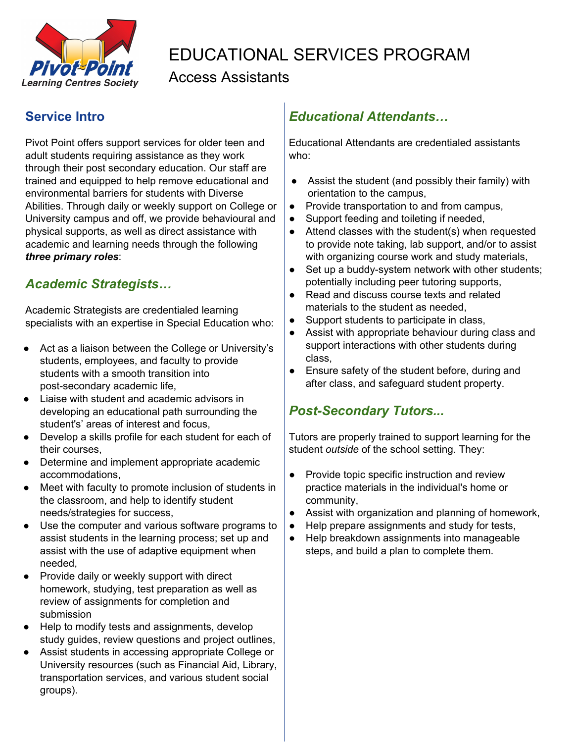Pivot Point Learning Centres Society

# EDUCATIONAL SERVICES PROGRAM

## Access Assistants

## Service Intro

Pivot Point offers support services for older teen and adult students requiring assistance as they work through their post secondary education. Our staff are trained and equipped to help remove educational and environmental barriers for students with Diverse Abilities. Through daily or weekly support on College or University campus and off, we provide behavioural and physical supports, as well as direct assistance with academic and learning needs through the following ***three primary roles***:

### *Academic Strategists…*

Academic Strategists are credentialed learning specialists with an expertise in Special Education who:

- Act as a liaison between the College or University's students, employees, and faculty to provide students with a smooth transition into post-secondary academic life,
- Liaise with student and academic advisors in developing an educational path surrounding the student's' areas of interest and focus,
- Develop a skills profile for each student for each of their courses,
- Determine and implement appropriate academic accommodations,
- Meet with faculty to promote inclusion of students in the classroom, and help to identify student needs/strategies for success,
- Use the computer and various software programs to assist students in the learning process; set up and assist with the use of adaptive equipment when needed,
- Provide daily or weekly support with direct homework, studying, test preparation as well as review of assignments for completion and submission
- Help to modify tests and assignments, develop study guides, review questions and project outlines,
- Assist students in accessing appropriate College or University resources (such as Financial Aid, Library, transportation services, and various student social groups).

### *Educational Attendants…*

Educational Attendants are credentialed assistants who:

- Assist the student (and possibly their family) with orientation to the campus,
- Provide transportation to and from campus,
- Support feeding and toileting if needed,
- Attend classes with the student(s) when requested to provide note taking, lab support, and/or to assist with organizing course work and study materials,
- Set up a buddy-system network with other students; potentially including peer tutoring supports,
- Read and discuss course texts and related materials to the student as needed,
- Support students to participate in class,
- Assist with appropriate behaviour during class and support interactions with other students during class,
- Ensure safety of the student before, during and after class, and safeguard student property.

### *Post-Secondary Tutors...*

Tutors are properly trained to support learning for the student *outside* of the school setting. They:

- Provide topic specific instruction and review practice materials in the individual's home or community,
- Assist with organization and planning of homework,
- Help prepare assignments and study for tests,
- Help breakdown assignments into manageable steps, and build a plan to complete them.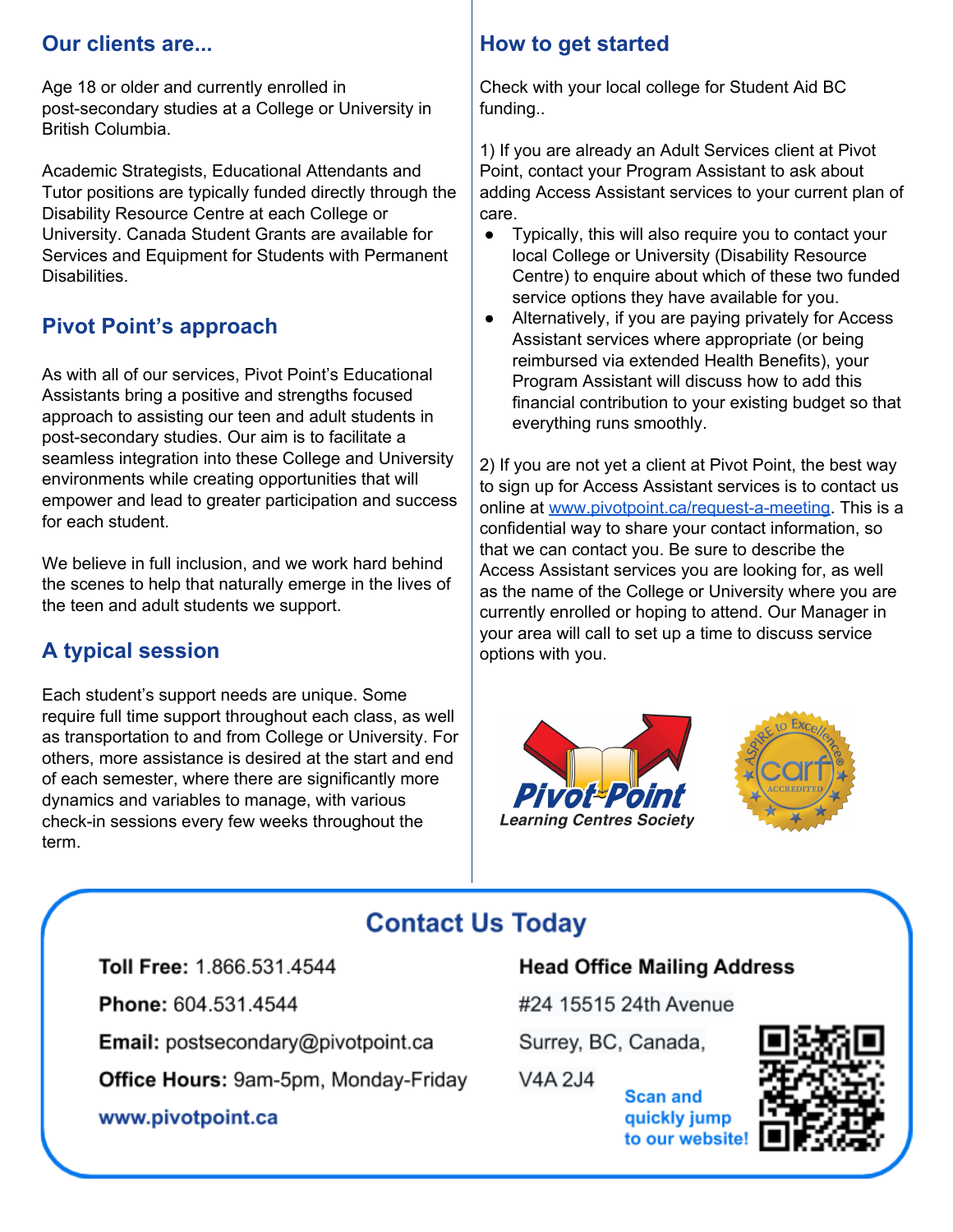## Our clients are...

Age 18 or older and currently enrolled in post-secondary studies at a College or University in British Columbia.

Academic Strategists, Educational Attendants and Tutor positions are typically funded directly through the Disability Resource Centre at each College or University. Canada Student Grants are available for Services and Equipment for Students with Permanent Disabilities.

## Pivot Point's approach

As with all of our services, Pivot Point's Educational Assistants bring a positive and strengths focused approach to assisting our teen and adult students in post-secondary studies. Our aim is to facilitate a seamless integration into these College and University environments while creating opportunities that will empower and lead to greater participation and success for each student.

We believe in full inclusion, and we work hard behind the scenes to help that naturally emerge in the lives of the teen and adult students we support.

## A typical session

Each student's support needs are unique. Some require full time support throughout each class, as well as transportation to and from College or University. For others, more assistance is desired at the start and end of each semester, where there are significantly more dynamics and variables to manage, with various check-in sessions every few weeks throughout the term.

## How to get started

Check with your local college for Student Aid BC funding..

1) If you are already an Adult Services client at Pivot Point, contact your Program Assistant to ask about adding Access Assistant services to your current plan of care.

- Typically, this will also require you to contact your local College or University (Disability Resource Centre) to enquire about which of these two funded service options they have available for you.
- Alternatively, if you are paying privately for Access Assistant services where appropriate (or being reimbursed via extended Health Benefits), your Program Assistant will discuss how to add this financial contribution to your existing budget so that everything runs smoothly.

2) If you are not yet a client at Pivot Point, the best way to sign up for Access Assistant services is to contact us online at www.pivotpoint.ca/request-a-meeting. This is a confidential way to share your contact information, so that we can contact you. Be sure to describe the Access Assistant services you are looking for, as well as the name of the College or University where you are currently enrolled or hoping to attend. Our Manager in your area will call to set up a time to discuss service options with you.

Pivot Point
Learning Centres Society

ASPIRE to Excellence®
carf
ACCREDITED

## Contact Us Today

**Toll Free:** 1.866.531.4544

**Phone:** 604.531.4544

**Email:** postsecondary@pivotpoint.ca

**Office Hours:** 9am-5pm, Monday-Friday

**www.pivotpoint.ca**

**Head Office Mailing Address**

#24 15515 24th Avenue

Surrey, BC, Canada,

V4A 2J4

**Scan and quickly jump to our website!**